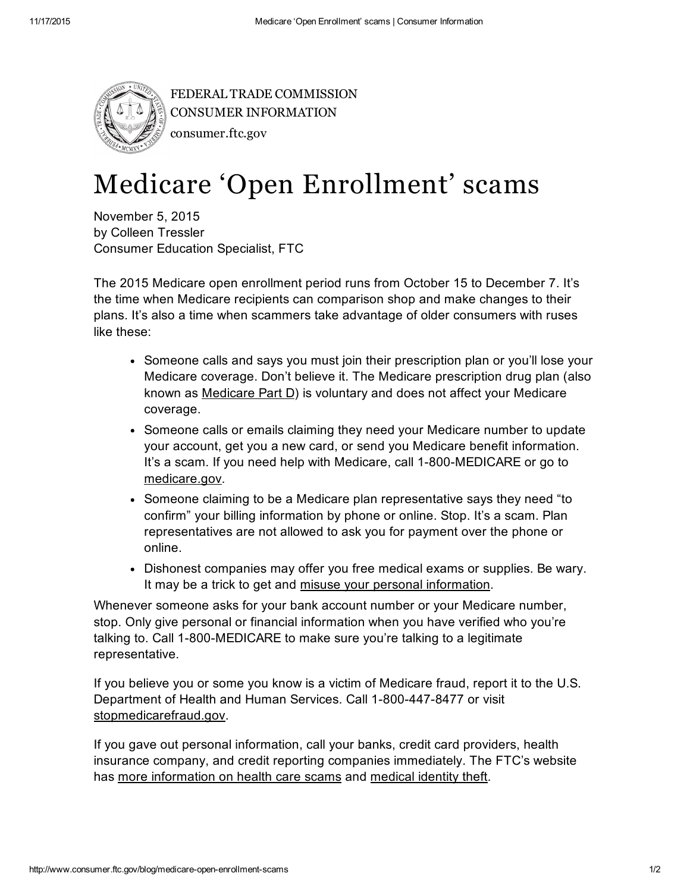FEDERAL TRADE COMMISSION
CONSUMER INFORMATION
consumer.ftc.gov

# Medicare 'Open Enrollment' scams

November 5, 2015
by Colleen Tressler
Consumer Education Specialist, FTC

The 2015 Medicare open enrollment period runs from October 15 to December 7. It's the time when Medicare recipients can comparison shop and make changes to their plans. It's also a time when scammers take advantage of older consumers with ruses like these:

- Someone calls and says you must join their prescription plan or you'll lose your Medicare coverage. Don't believe it. The Medicare prescription drug plan (also known as Medicare Part D) is voluntary and does not affect your Medicare coverage.
- Someone calls or emails claiming they need your Medicare number to update your account, get you a new card, or send you Medicare benefit information. It's a scam. If you need help with Medicare, call 1-800-MEDICARE or go to medicare.gov.
- Someone claiming to be a Medicare plan representative says they need "to confirm" your billing information by phone or online. Stop. It's a scam. Plan representatives are not allowed to ask you for payment over the phone or online.
- Dishonest companies may offer you free medical exams or supplies. Be wary. It may be a trick to get and misuse your personal information.

Whenever someone asks for your bank account number or your Medicare number, stop. Only give personal or financial information when you have verified who you're talking to. Call 1-800-MEDICARE to make sure you're talking to a legitimate representative.

If you believe you or some you know is a victim of Medicare fraud, report it to the U.S. Department of Health and Human Services. Call 1-800-447-8477 or visit stopmedicarefraud.gov.

If you gave out personal information, call your banks, credit card providers, health insurance company, and credit reporting companies immediately. The FTC's website has more information on health care scams and medical identity theft.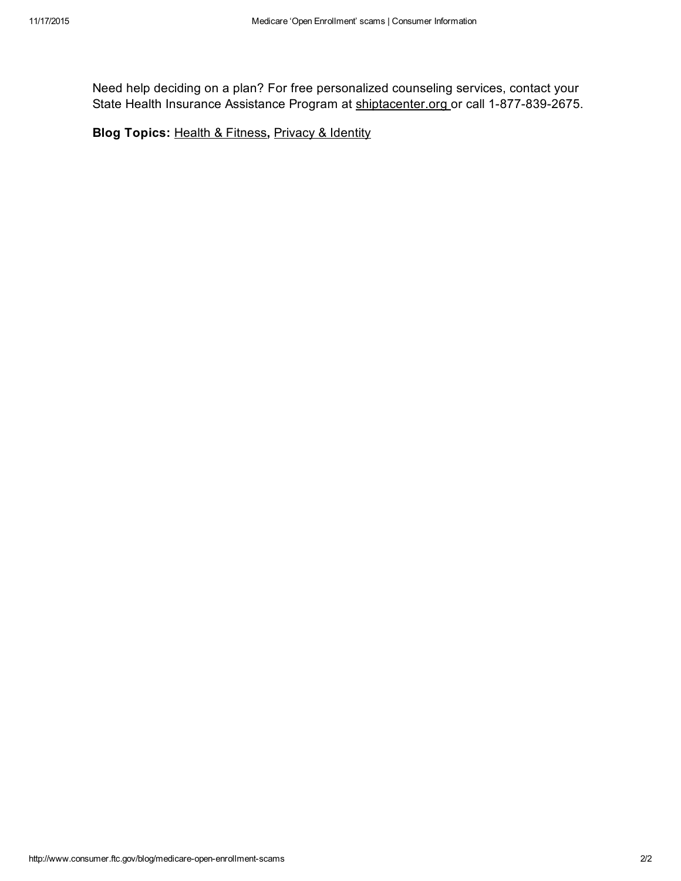Need help deciding on a plan? For free personalized counseling services, contact your State Health Insurance Assistance Program at shiptacenter.org or call 1-877-839-2675.

**Blog Topics:** Health & Fitness, Privacy & Identity